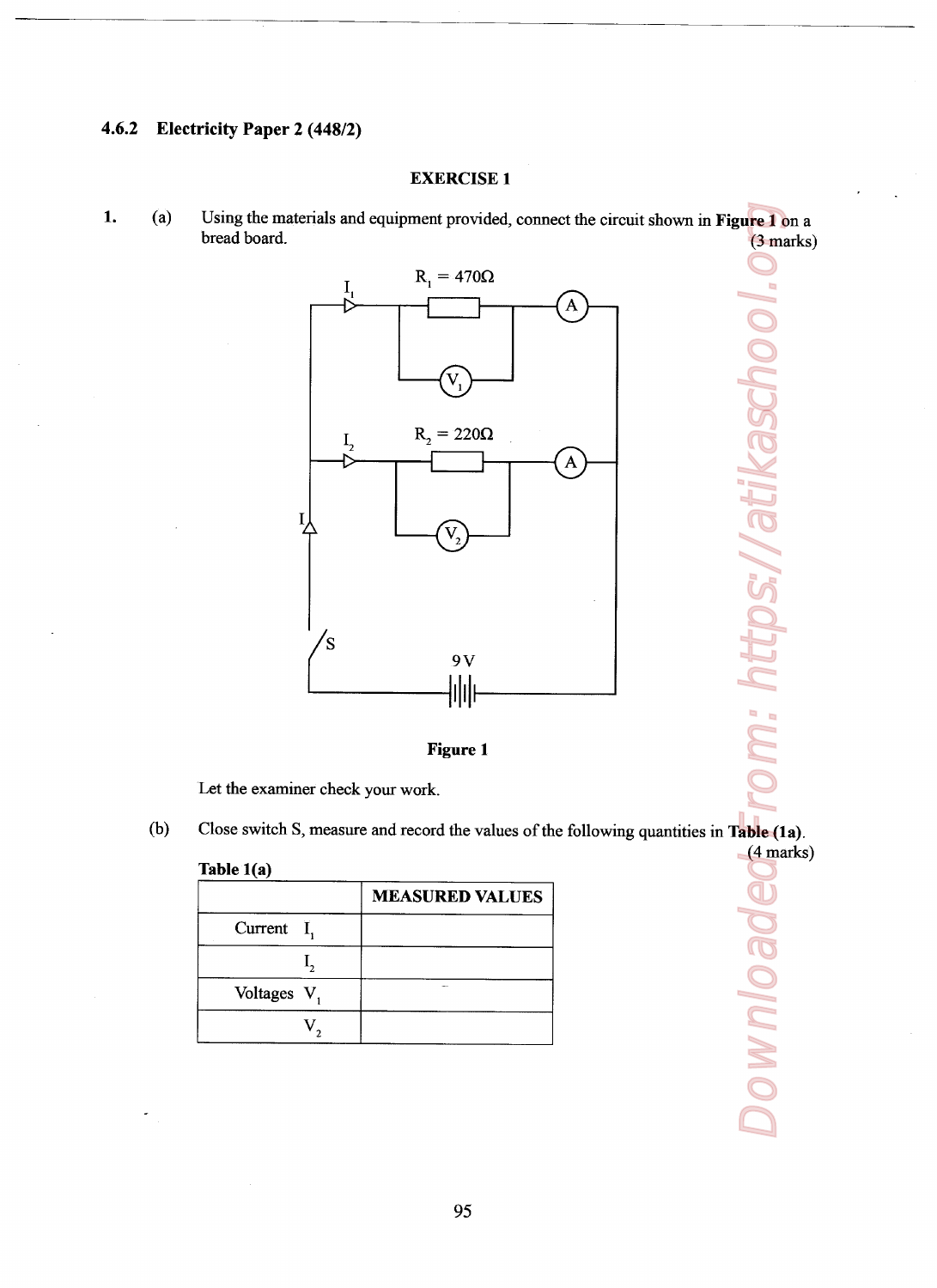## 4.6.2 Electricity Paper 2 (448/2)

### EXERCISE 1

1. (a) Using the materials and equipment provided, connect the circuit shown in **Figure 1** on a bread board. (3 marks)

$R_1 = 470\Omega$

$I_1$

A

$V_1$

$R_2 = 220\Omega$

$I_2$

A

$V_2$

I

S

9V

**Figure 1**

Let the examiner check your work.

(b) Close switch S, measure and record the values of the following quantities in **Table (1a)**. (4 marks)

**Table 1(a)**

| | MEASURED VALUES |
|---|---|
| Current $I_1$ | |
| $I_2$ | |
| Voltages $V_1$ | |
| $V_2$ | |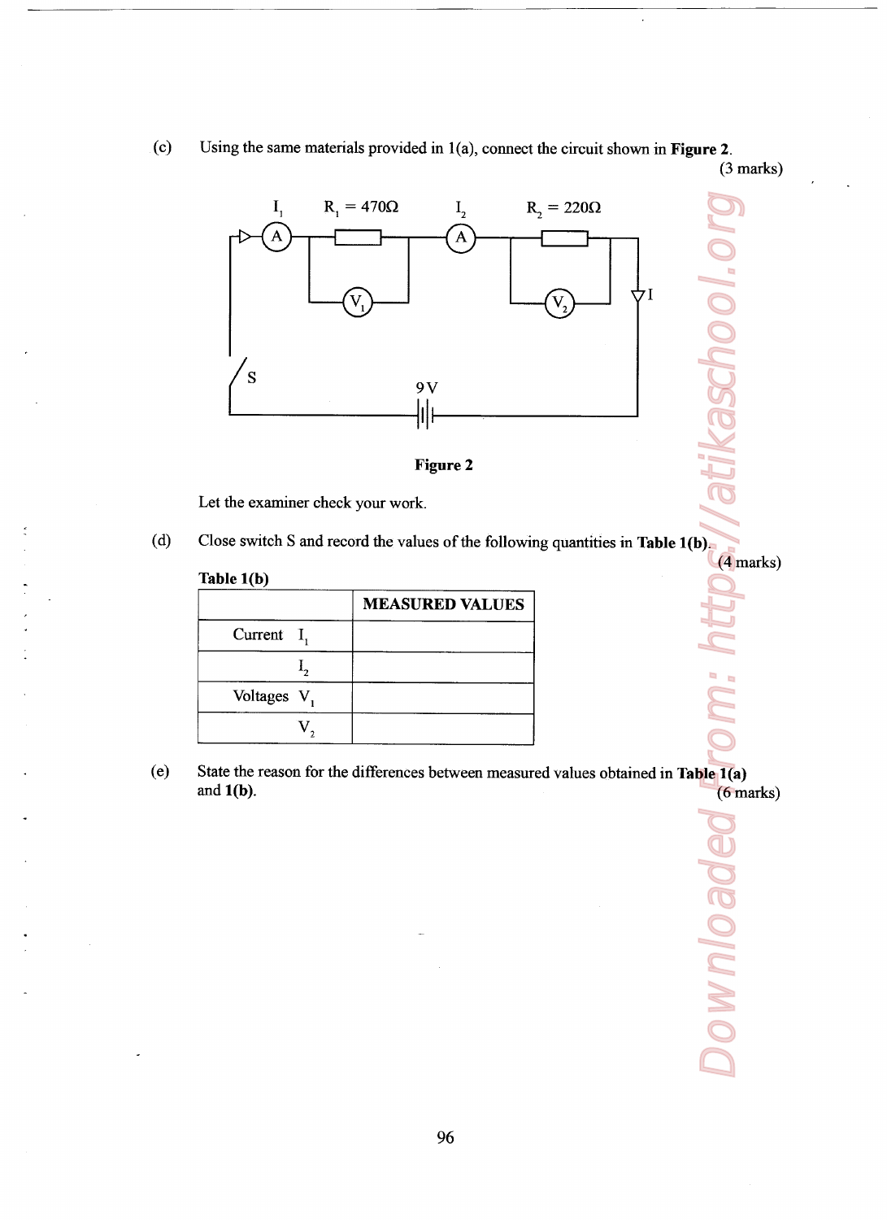(c) Using the same materials provided in 1(a), connect the circuit shown in **Figure 2**. (3 marks)

$I_1$ $R_1 = 470\Omega$ $I_2$ $R_2 = 220\Omega$

A A

$V_1$ $V_2$

I

S

9 V

**Figure 2**

Let the examiner check your work.

(d) Close switch S and record the values of the following quantities in **Table 1(b)**. (4 marks)

**Table 1(b)**

| | MEASURED VALUES |
|---|---|
| Current $I_1$ | |
| $I_2$ | |
| Voltages $V_1$ | |
| $V_2$ | |

(e) State the reason for the differences between measured values obtained in **Table 1(a)** and **1(b)**. (6 marks)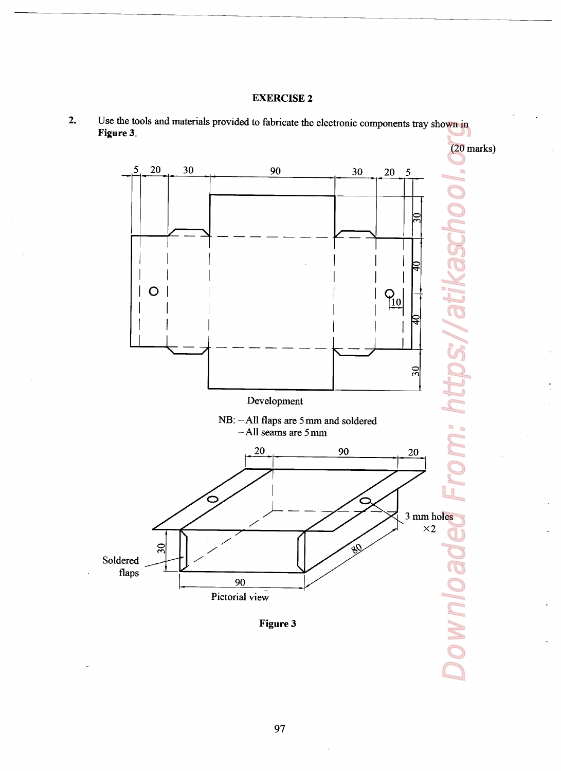## EXERCISE 2

2. Use the tools and materials provided to fabricate the electronic components tray shown in **Figure 3**.

(20 marks)

5 20 30 90 30 20 5

30

40

40

30

10

Development

NB: – All flaps are 5 mm and soldered
– All seams are 5 mm

20 90 20

3 mm holes ×2

30

80

Soldered flaps

90

Pictorial view

**Figure 3**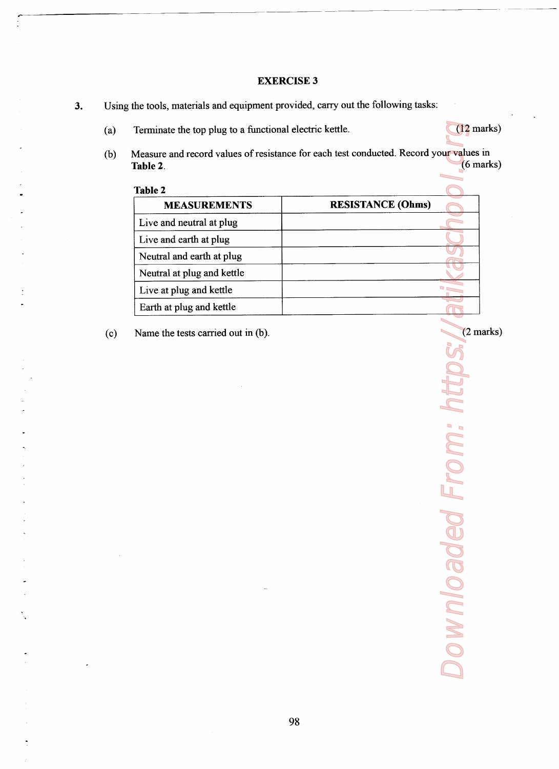## EXERCISE 3

3. Using the tools, materials and equipment provided, carry out the following tasks:

   (a) Terminate the top plug to a functional electric kettle. (12 marks)

   (b) Measure and record values of resistance for each test conducted. Record your values in **Table 2**. (6 marks)

   **Table 2**

   | MEASUREMENTS | RESISTANCE (Ohms) |
   | --- | --- |
   | Live and neutral at plug | |
   | Live and earth at plug | |
   | Neutral and earth at plug | |
   | Neutral at plug and kettle | |
   | Live at plug and kettle | |
   | Earth at plug and kettle | |

   (c) Name the tests carried out in (b). (2 marks)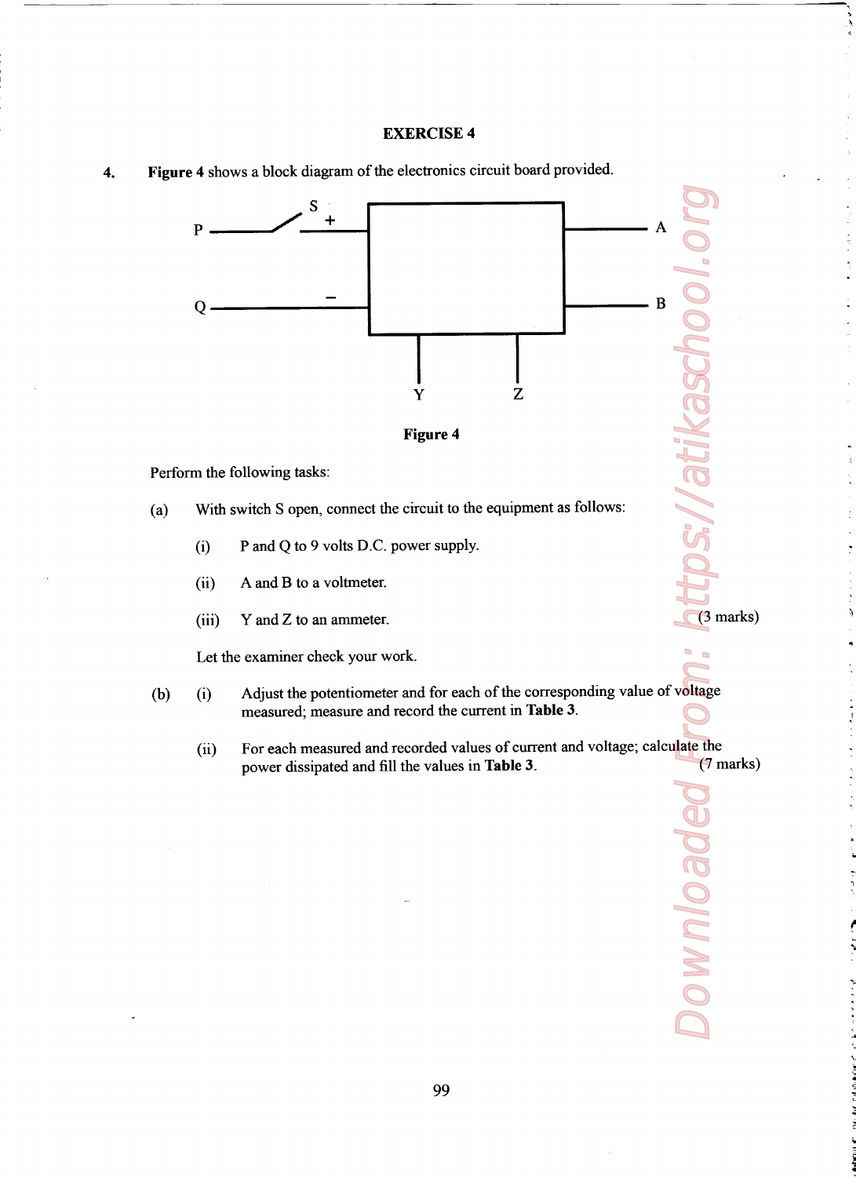## EXERCISE 4

4. **Figure 4** shows a block diagram of the electronics circuit board provided.

S

P

\+

A

Q

−

B

Y

Z

**Figure 4**

Perform the following tasks:

(a) With switch S open, connect the circuit to the equipment as follows:

   (i) P and Q to 9 volts D.C. power supply.

   (ii) A and B to a voltmeter.

   (iii) Y and Z to an ammeter. (3 marks)

   Let the examiner check your work.

(b) (i) Adjust the potentiometer and for each of the corresponding value of voltage measured; measure and record the current in **Table 3**.

   (ii) For each measured and recorded values of current and voltage; calculate the power dissipated and fill the values in **Table 3**. (7 marks)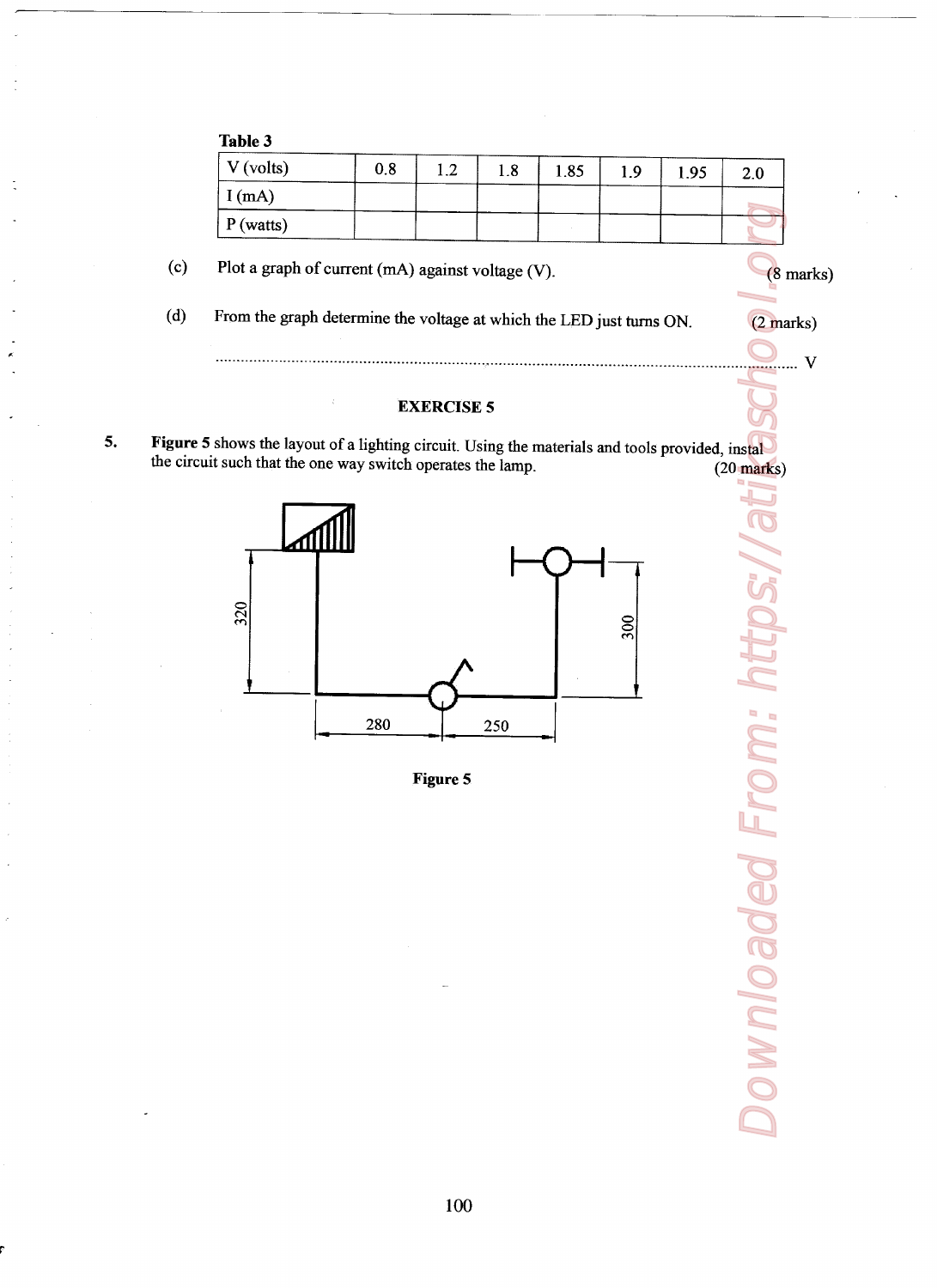**Table 3**

| V (volts) | 0.8 | 1.2 | 1.8 | 1.85 | 1.9 | 1.95 | 2.0 |
|---|---|---|---|---|---|---|---|
| I (mA) | | | | | | | |
| P (watts) | | | | | | | |

(c) Plot a graph of current (mA) against voltage (V). (8 marks)

(d) From the graph determine the voltage at which the LED just turns ON. (2 marks)

........................................................................................................................................ V

### EXERCISE 5

5. **Figure 5** shows the layout of a lighting circuit. Using the materials and tools provided, instal the circuit such that the one way switch operates the lamp. (20 marks)

320

300

280

250

**Figure 5**